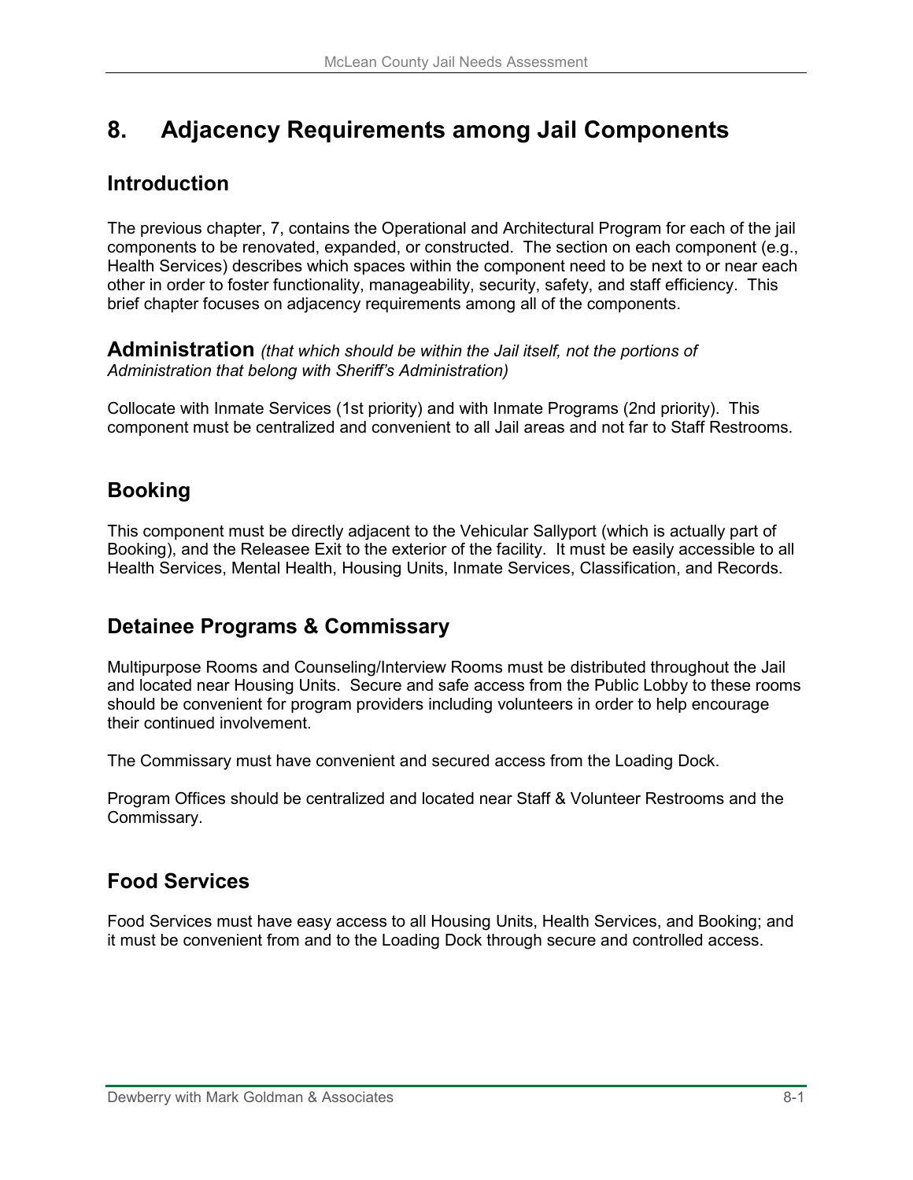# 8. Adjacency Requirements among Jail Components

## Introduction

The previous chapter, 7, contains the Operational and Architectural Program for each of the jail components to be renovated, expanded, or constructed. The section on each component (e.g., Health Services) describes which spaces within the component need to be next to or near each other in order to foster functionality, manageability, security, safety, and staff efficiency. This brief chapter focuses on adjacency requirements among all of the components.

## Administration *(that which should be within the Jail itself, not the portions of Administration that belong with Sheriff's Administration)*

Collocate with Inmate Services (1st priority) and with Inmate Programs (2nd priority). This component must be centralized and convenient to all Jail areas and not far to Staff Restrooms.

## Booking

This component must be directly adjacent to the Vehicular Sallyport (which is actually part of Booking), and the Releasee Exit to the exterior of the facility. It must be easily accessible to all Health Services, Mental Health, Housing Units, Inmate Services, Classification, and Records.

## Detainee Programs & Commissary

Multipurpose Rooms and Counseling/Interview Rooms must be distributed throughout the Jail and located near Housing Units. Secure and safe access from the Public Lobby to these rooms should be convenient for program providers including volunteers in order to help encourage their continued involvement.

The Commissary must have convenient and secured access from the Loading Dock.

Program Offices should be centralized and located near Staff & Volunteer Restrooms and the Commissary.

## Food Services

Food Services must have easy access to all Housing Units, Health Services, and Booking; and it must be convenient from and to the Loading Dock through secure and controlled access.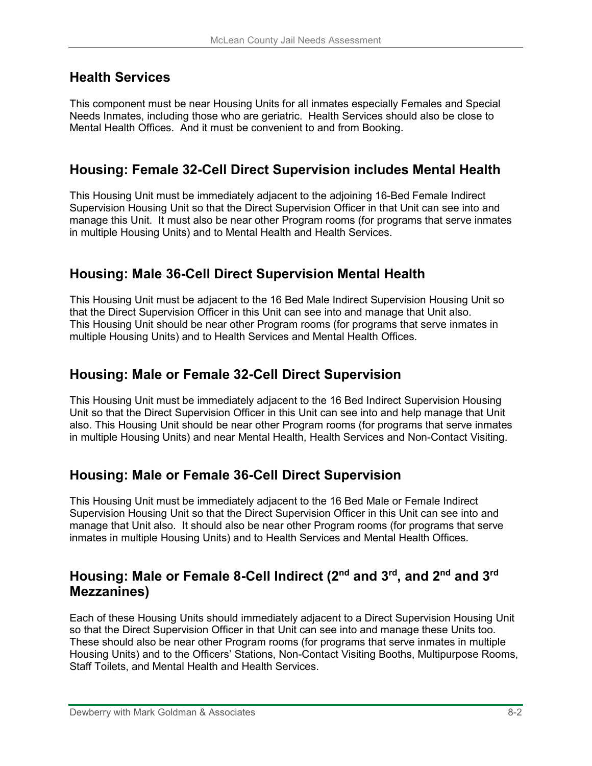## Health Services

This component must be near Housing Units for all inmates especially Females and Special Needs Inmates, including those who are geriatric. Health Services should also be close to Mental Health Offices. And it must be convenient to and from Booking.

## Housing: Female 32-Cell Direct Supervision includes Mental Health

This Housing Unit must be immediately adjacent to the adjoining 16-Bed Female Indirect Supervision Housing Unit so that the Direct Supervision Officer in that Unit can see into and manage this Unit. It must also be near other Program rooms (for programs that serve inmates in multiple Housing Units) and to Mental Health and Health Services.

## Housing: Male 36-Cell Direct Supervision Mental Health

This Housing Unit must be adjacent to the 16 Bed Male Indirect Supervision Housing Unit so that the Direct Supervision Officer in this Unit can see into and manage that Unit also. This Housing Unit should be near other Program rooms (for programs that serve inmates in multiple Housing Units) and to Health Services and Mental Health Offices.

## Housing: Male or Female 32-Cell Direct Supervision

This Housing Unit must be immediately adjacent to the 16 Bed Indirect Supervision Housing Unit so that the Direct Supervision Officer in this Unit can see into and help manage that Unit also. This Housing Unit should be near other Program rooms (for programs that serve inmates in multiple Housing Units) and near Mental Health, Health Services and Non-Contact Visiting.

## Housing: Male or Female 36-Cell Direct Supervision

This Housing Unit must be immediately adjacent to the 16 Bed Male or Female Indirect Supervision Housing Unit so that the Direct Supervision Officer in this Unit can see into and manage that Unit also. It should also be near other Program rooms (for programs that serve inmates in multiple Housing Units) and to Health Services and Mental Health Offices.

## Housing: Male or Female 8-Cell Indirect (2nd and 3rd, and 2nd and 3rd Mezzanines)

Each of these Housing Units should immediately adjacent to a Direct Supervision Housing Unit so that the Direct Supervision Officer in that Unit can see into and manage these Units too. These should also be near other Program rooms (for programs that serve inmates in multiple Housing Units) and to the Officers' Stations, Non-Contact Visiting Booths, Multipurpose Rooms, Staff Toilets, and Mental Health and Health Services.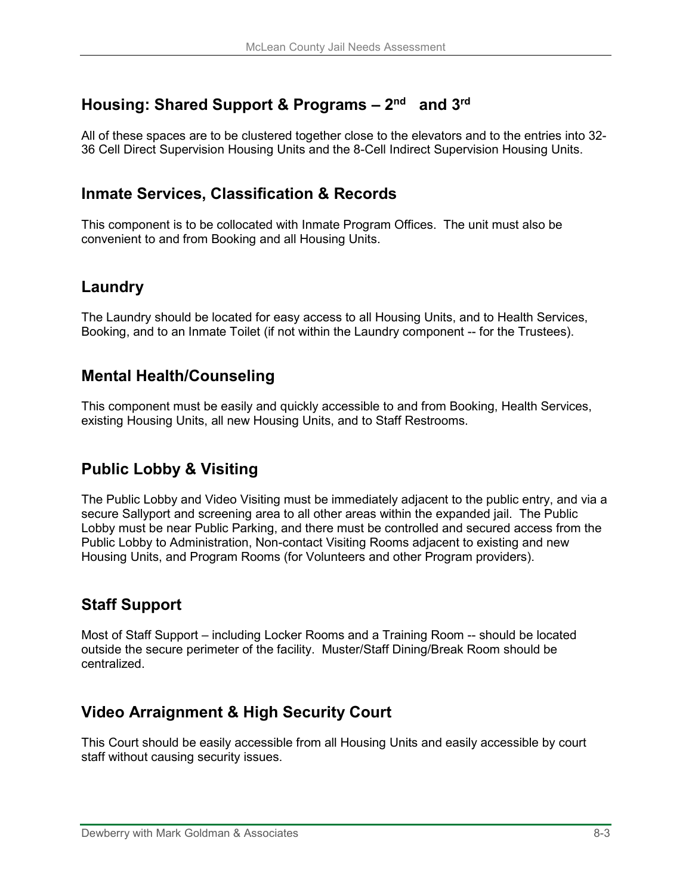## Housing: Shared Support & Programs – 2nd and 3rd

All of these spaces are to be clustered together close to the elevators and to the entries into 32-36 Cell Direct Supervision Housing Units and the 8-Cell Indirect Supervision Housing Units.

## Inmate Services, Classification & Records

This component is to be collocated with Inmate Program Offices. The unit must also be convenient to and from Booking and all Housing Units.

## Laundry

The Laundry should be located for easy access to all Housing Units, and to Health Services, Booking, and to an Inmate Toilet (if not within the Laundry component -- for the Trustees).

## Mental Health/Counseling

This component must be easily and quickly accessible to and from Booking, Health Services, existing Housing Units, all new Housing Units, and to Staff Restrooms.

## Public Lobby & Visiting

The Public Lobby and Video Visiting must be immediately adjacent to the public entry, and via a secure Sallyport and screening area to all other areas within the expanded jail. The Public Lobby must be near Public Parking, and there must be controlled and secured access from the Public Lobby to Administration, Non-contact Visiting Rooms adjacent to existing and new Housing Units, and Program Rooms (for Volunteers and other Program providers).

## Staff Support

Most of Staff Support – including Locker Rooms and a Training Room -- should be located outside the secure perimeter of the facility. Muster/Staff Dining/Break Room should be centralized.

## Video Arraignment & High Security Court

This Court should be easily accessible from all Housing Units and easily accessible by court staff without causing security issues.